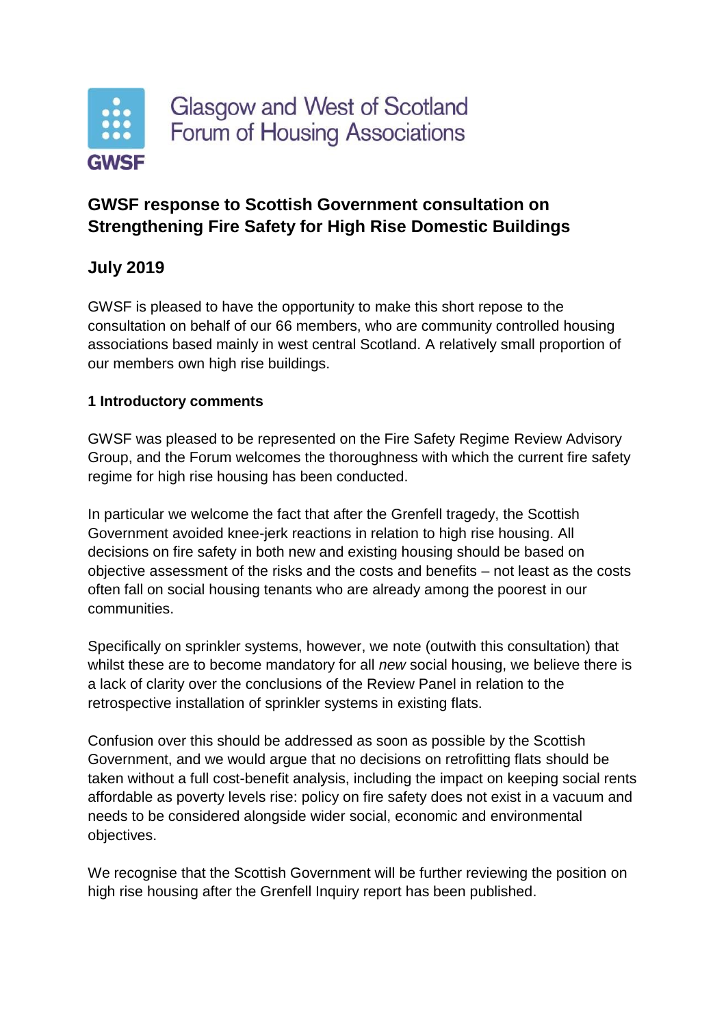Glasgow and West of Scotland Forum of Housing Associations

GWSF

## GWSF response to Scottish Government consultation on Strengthening Fire Safety for High Rise Domestic Buildings

## July 2019

GWSF is pleased to have the opportunity to make this short repose to the consultation on behalf of our 66 members, who are community controlled housing associations based mainly in west central Scotland. A relatively small proportion of our members own high rise buildings.

### 1 Introductory comments

GWSF was pleased to be represented on the Fire Safety Regime Review Advisory Group, and the Forum welcomes the thoroughness with which the current fire safety regime for high rise housing has been conducted.

In particular we welcome the fact that after the Grenfell tragedy, the Scottish Government avoided knee-jerk reactions in relation to high rise housing. All decisions on fire safety in both new and existing housing should be based on objective assessment of the risks and the costs and benefits – not least as the costs often fall on social housing tenants who are already among the poorest in our communities.

Specifically on sprinkler systems, however, we note (outwith this consultation) that whilst these are to become mandatory for all *new* social housing, we believe there is a lack of clarity over the conclusions of the Review Panel in relation to the retrospective installation of sprinkler systems in existing flats.

Confusion over this should be addressed as soon as possible by the Scottish Government, and we would argue that no decisions on retrofitting flats should be taken without a full cost-benefit analysis, including the impact on keeping social rents affordable as poverty levels rise: policy on fire safety does not exist in a vacuum and needs to be considered alongside wider social, economic and environmental objectives.

We recognise that the Scottish Government will be further reviewing the position on high rise housing after the Grenfell Inquiry report has been published.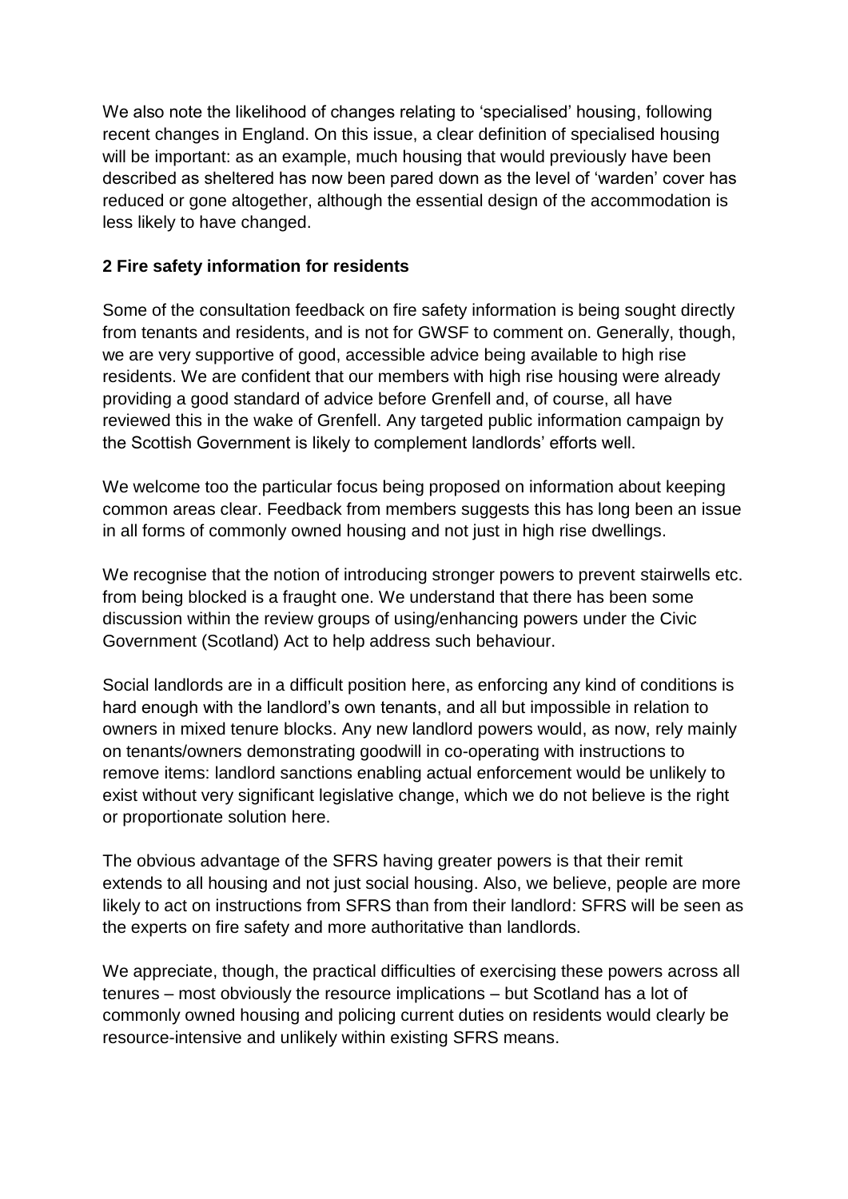We also note the likelihood of changes relating to 'specialised' housing, following recent changes in England. On this issue, a clear definition of specialised housing will be important: as an example, much housing that would previously have been described as sheltered has now been pared down as the level of 'warden' cover has reduced or gone altogether, although the essential design of the accommodation is less likely to have changed.

## 2 Fire safety information for residents

Some of the consultation feedback on fire safety information is being sought directly from tenants and residents, and is not for GWSF to comment on. Generally, though, we are very supportive of good, accessible advice being available to high rise residents. We are confident that our members with high rise housing were already providing a good standard of advice before Grenfell and, of course, all have reviewed this in the wake of Grenfell. Any targeted public information campaign by the Scottish Government is likely to complement landlords' efforts well.

We welcome too the particular focus being proposed on information about keeping common areas clear. Feedback from members suggests this has long been an issue in all forms of commonly owned housing and not just in high rise dwellings.

We recognise that the notion of introducing stronger powers to prevent stairwells etc. from being blocked is a fraught one. We understand that there has been some discussion within the review groups of using/enhancing powers under the Civic Government (Scotland) Act to help address such behaviour.

Social landlords are in a difficult position here, as enforcing any kind of conditions is hard enough with the landlord's own tenants, and all but impossible in relation to owners in mixed tenure blocks. Any new landlord powers would, as now, rely mainly on tenants/owners demonstrating goodwill in co-operating with instructions to remove items: landlord sanctions enabling actual enforcement would be unlikely to exist without very significant legislative change, which we do not believe is the right or proportionate solution here.

The obvious advantage of the SFRS having greater powers is that their remit extends to all housing and not just social housing. Also, we believe, people are more likely to act on instructions from SFRS than from their landlord: SFRS will be seen as the experts on fire safety and more authoritative than landlords.

We appreciate, though, the practical difficulties of exercising these powers across all tenures – most obviously the resource implications – but Scotland has a lot of commonly owned housing and policing current duties on residents would clearly be resource-intensive and unlikely within existing SFRS means.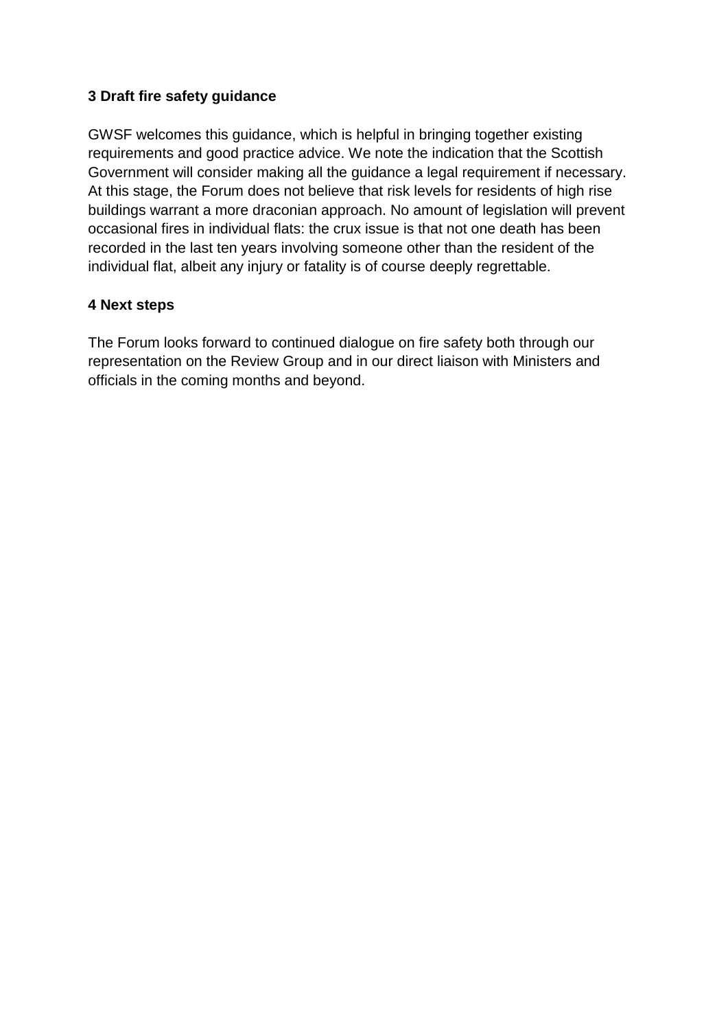## 3 Draft fire safety guidance

GWSF welcomes this guidance, which is helpful in bringing together existing requirements and good practice advice. We note the indication that the Scottish Government will consider making all the guidance a legal requirement if necessary. At this stage, the Forum does not believe that risk levels for residents of high rise buildings warrant a more draconian approach. No amount of legislation will prevent occasional fires in individual flats: the crux issue is that not one death has been recorded in the last ten years involving someone other than the resident of the individual flat, albeit any injury or fatality is of course deeply regrettable.

## 4 Next steps

The Forum looks forward to continued dialogue on fire safety both through our representation on the Review Group and in our direct liaison with Ministers and officials in the coming months and beyond.